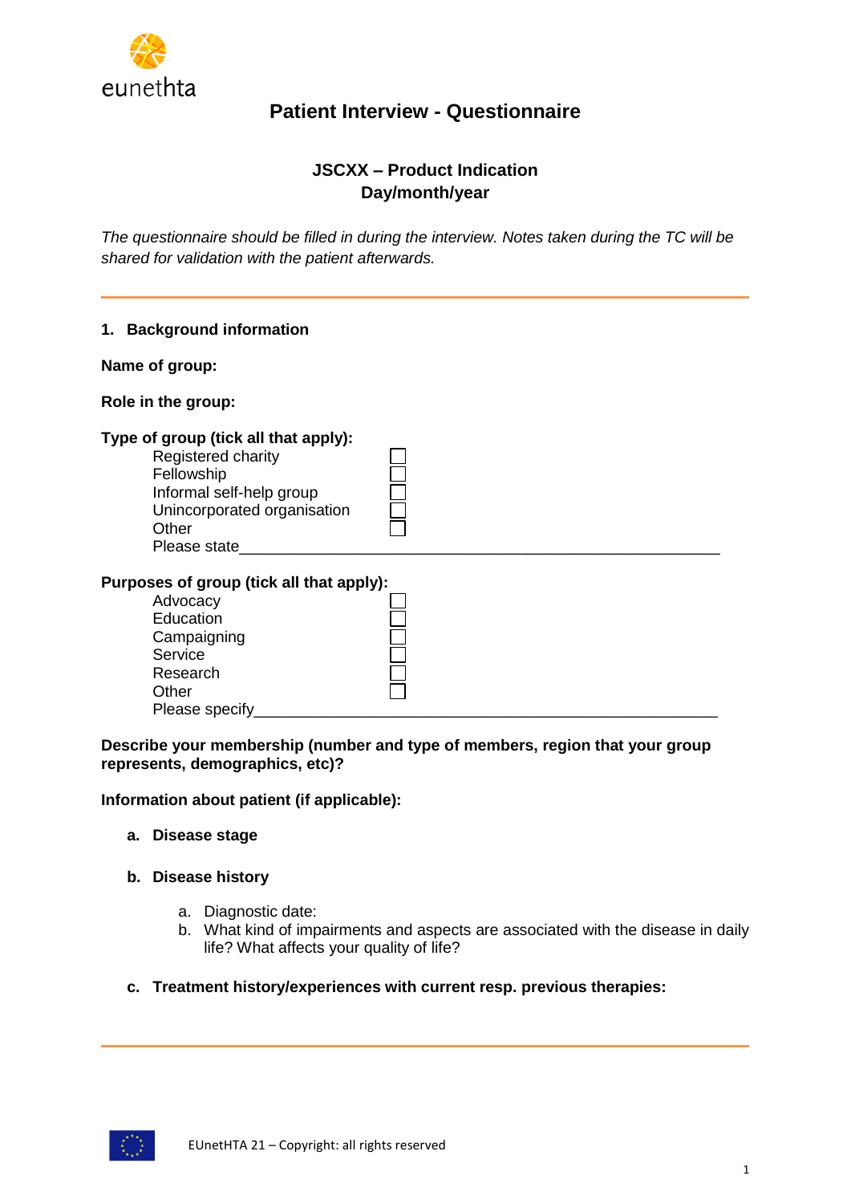# Patient Interview - Questionnaire

**JSCXX – Product Indication**
**Day/month/year**

*The questionnaire should be filled in during the interview. Notes taken during the TC will be shared for validation with the patient afterwards.*

---

## 1. Background information

**Name of group:**

**Role in the group:**

**Type of group (tick all that apply):**

- Registered charity ☐
- Fellowship ☐
- Informal self-help group ☐
- Unincorporated organisation ☐
- Other ☐
- Please state______________________________________________________

**Purposes of group (tick all that apply):**

- Advocacy ☐
- Education ☐
- Campaigning ☐
- Service ☐
- Research ☐
- Other ☐
- Please specify______________________________________________________

**Describe your membership (number and type of members, region that your group represents, demographics, etc)?**

**Information about patient (if applicable):**

a. **Disease stage**

b. **Disease history**

   a. Diagnostic date:
   b. What kind of impairments and aspects are associated with the disease in daily life? What affects your quality of life?

c. **Treatment history/experiences with current resp. previous therapies:**

---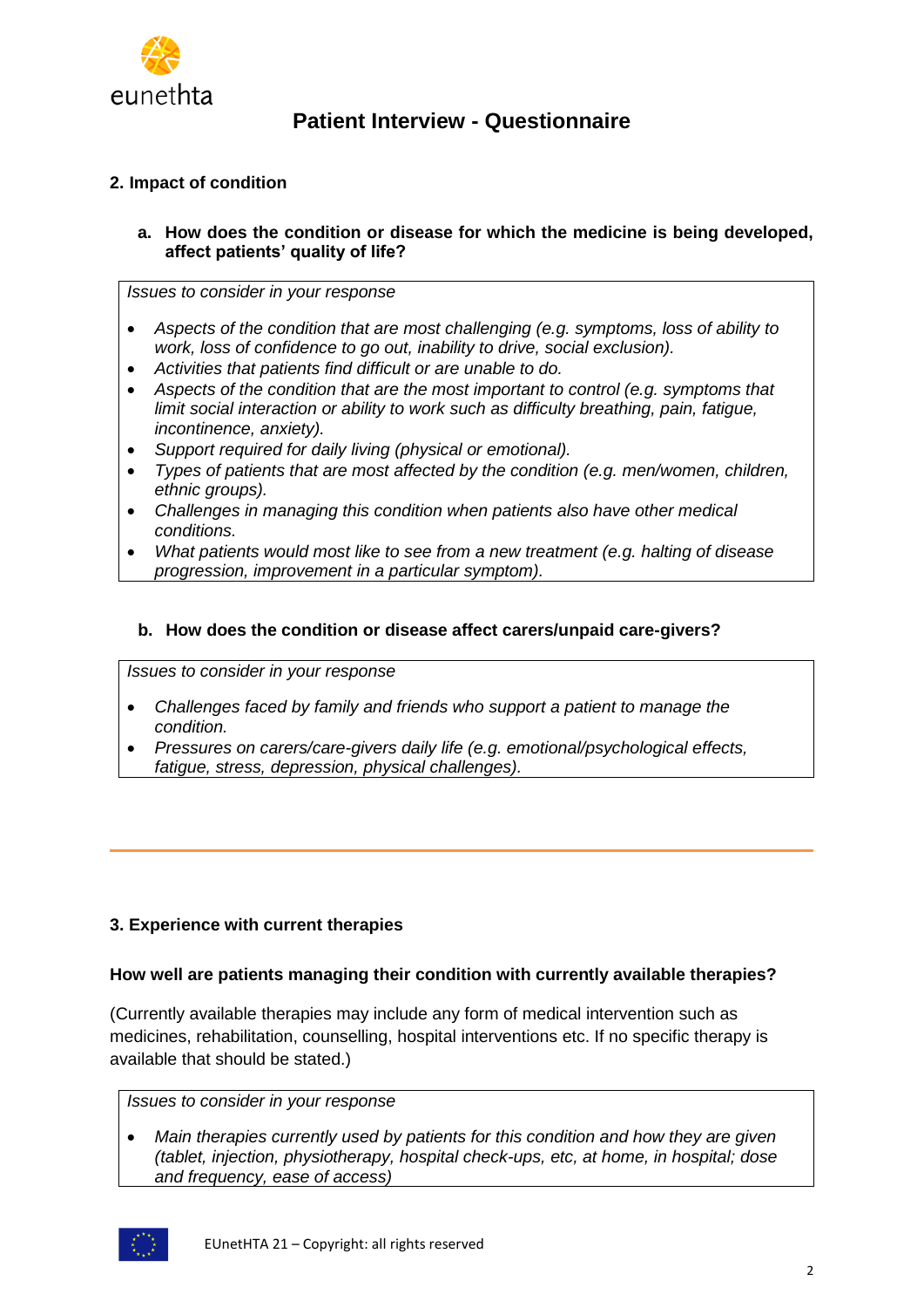# Patient Interview - Questionnaire

## 2. Impact of condition

### a. How does the condition or disease for which the medicine is being developed, affect patients' quality of life?

*Issues to consider in your response*

- *Aspects of the condition that are most challenging (e.g. symptoms, loss of ability to work, loss of confidence to go out, inability to drive, social exclusion).*
- *Activities that patients find difficult or are unable to do.*
- *Aspects of the condition that are the most important to control (e.g. symptoms that limit social interaction or ability to work such as difficulty breathing, pain, fatigue, incontinence, anxiety).*
- *Support required for daily living (physical or emotional).*
- *Types of patients that are most affected by the condition (e.g. men/women, children, ethnic groups).*
- *Challenges in managing this condition when patients also have other medical conditions.*
- *What patients would most like to see from a new treatment (e.g. halting of disease progression, improvement in a particular symptom).*

### b. How does the condition or disease affect carers/unpaid care-givers?

*Issues to consider in your response*

- *Challenges faced by family and friends who support a patient to manage the condition.*
- *Pressures on carers/care-givers daily life (e.g. emotional/psychological effects, fatigue, stress, depression, physical challenges).*

---

## 3. Experience with current therapies

**How well are patients managing their condition with currently available therapies?**

(Currently available therapies may include any form of medical intervention such as medicines, rehabilitation, counselling, hospital interventions etc. If no specific therapy is available that should be stated.)

*Issues to consider in your response*

- *Main therapies currently used by patients for this condition and how they are given (tablet, injection, physiotherapy, hospital check-ups, etc, at home, in hospital; dose and frequency, ease of access)*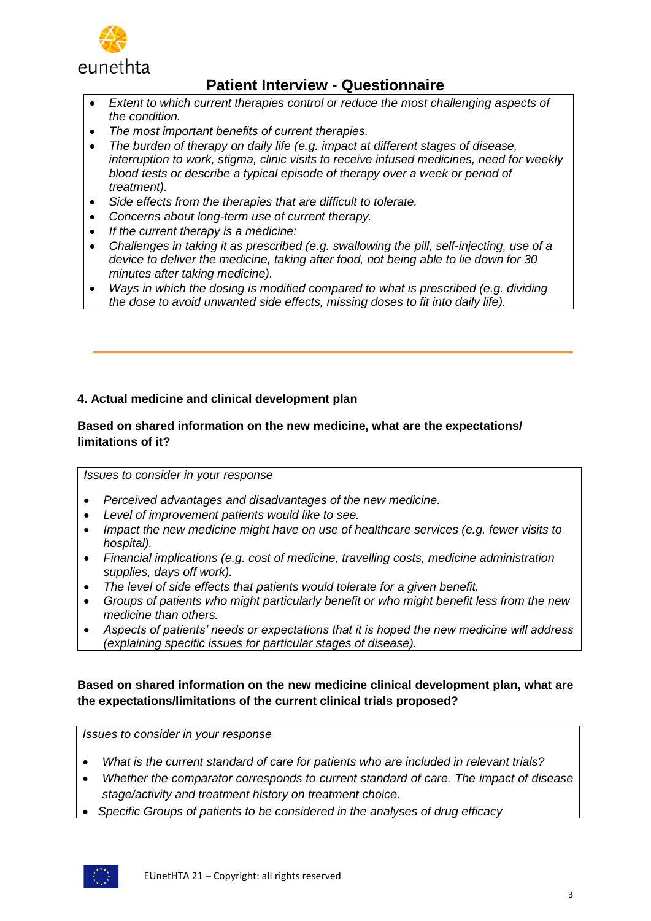- *Extent to which current therapies control or reduce the most challenging aspects of the condition.*
- *The most important benefits of current therapies.*
- *The burden of therapy on daily life (e.g. impact at different stages of disease, interruption to work, stigma, clinic visits to receive infused medicines, need for weekly blood tests or describe a typical episode of therapy over a week or period of treatment).*
- *Side effects from the therapies that are difficult to tolerate.*
- *Concerns about long-term use of current therapy.*
- *If the current therapy is a medicine:*
- *Challenges in taking it as prescribed (e.g. swallowing the pill, self-injecting, use of a device to deliver the medicine, taking after food, not being able to lie down for 30 minutes after taking medicine).*
- *Ways in which the dosing is modified compared to what is prescribed (e.g. dividing the dose to avoid unwanted side effects, missing doses to fit into daily life).*

---

### 4. Actual medicine and clinical development plan

**Based on shared information on the new medicine, what are the expectations/ limitations of it?**

*Issues to consider in your response*

- *Perceived advantages and disadvantages of the new medicine.*
- *Level of improvement patients would like to see.*
- *Impact the new medicine might have on use of healthcare services (e.g. fewer visits to hospital).*
- *Financial implications (e.g. cost of medicine, travelling costs, medicine administration supplies, days off work).*
- *The level of side effects that patients would tolerate for a given benefit.*
- *Groups of patients who might particularly benefit or who might benefit less from the new medicine than others.*
- *Aspects of patients' needs or expectations that it is hoped the new medicine will address (explaining specific issues for particular stages of disease).*

**Based on shared information on the new medicine clinical development plan, what are the expectations/limitations of the current clinical trials proposed?**

*Issues to consider in your response*

- *What is the current standard of care for patients who are included in relevant trials?*
- *Whether the comparator corresponds to current standard of care. The impact of disease stage/activity and treatment history on treatment choice.*
- *Specific Groups of patients to be considered in the analyses of drug efficacy*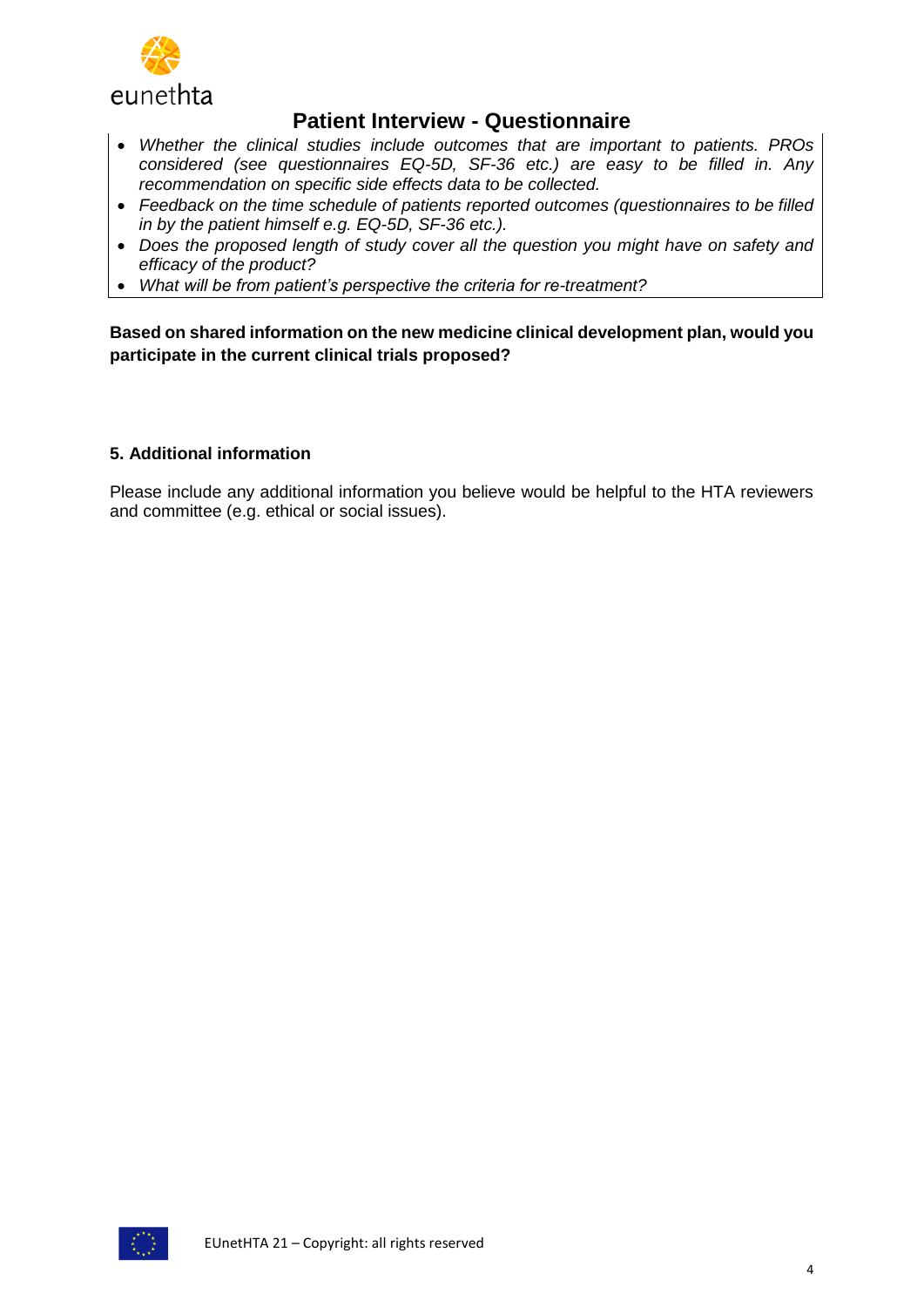## Patient Interview - Questionnaire

- *Whether the clinical studies include outcomes that are important to patients. PROs considered (see questionnaires EQ-5D, SF-36 etc.) are easy to be filled in. Any recommendation on specific side effects data to be collected.*
- *Feedback on the time schedule of patients reported outcomes (questionnaires to be filled in by the patient himself e.g. EQ-5D, SF-36 etc.).*
- *Does the proposed length of study cover all the question you might have on safety and efficacy of the product?*
- *What will be from patient's perspective the criteria for re-treatment?*

**Based on shared information on the new medicine clinical development plan, would you participate in the current clinical trials proposed?**

### 5. Additional information

Please include any additional information you believe would be helpful to the HTA reviewers and committee (e.g. ethical or social issues).

EUnetHTA 21 – Copyright: all rights reserved